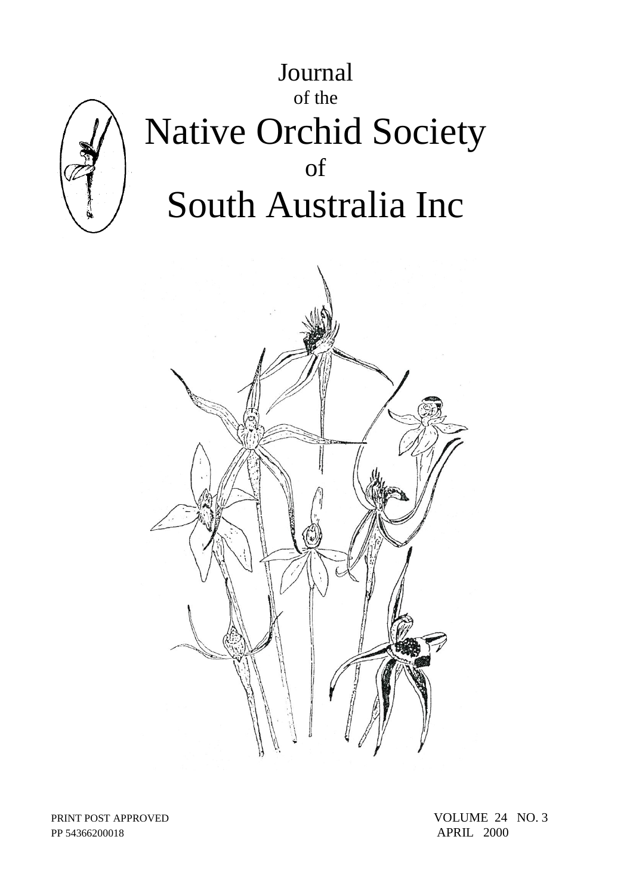# Journal
## of the
# Native Orchid Society
## of
# South Australia Inc

PRINT POST APPROVED
PP 54366200018

VOLUME 24 NO. 3
APRIL 2000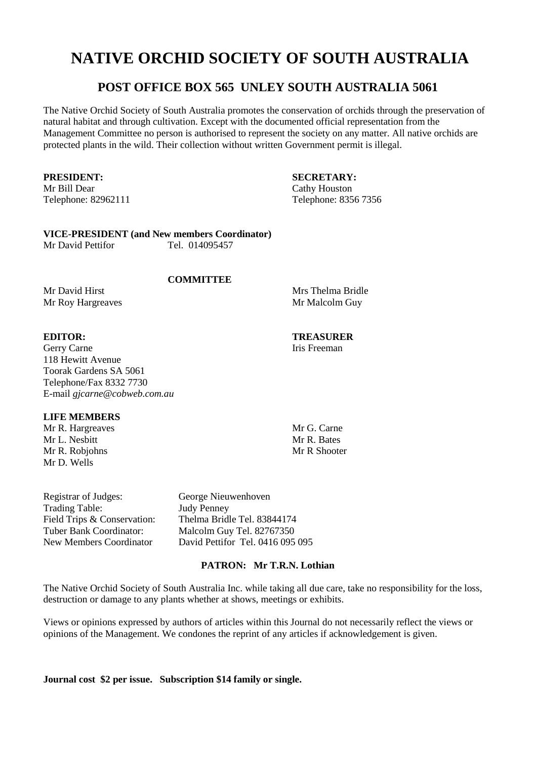# NATIVE ORCHID SOCIETY OF SOUTH AUSTRALIA

## POST OFFICE BOX 565 UNLEY SOUTH AUSTRALIA 5061

The Native Orchid Society of South Australia promotes the conservation of orchids through the preservation of natural habitat and through cultivation. Except with the documented official representation from the Management Committee no person is authorised to represent the society on any matter. All native orchids are protected plants in the wild. Their collection without written Government permit is illegal.

**PRESIDENT:**
Mr Bill Dear
Telephone: 82962111

**SECRETARY:**
Cathy Houston
Telephone: 8356 7356

**VICE-PRESIDENT (and New members Coordinator)**
Mr David Pettifor Tel. 014095457

**COMMITTEE**

Mr David Hirst
Mr Roy Hargreaves
Mrs Thelma Bridle
Mr Malcolm Guy

**EDITOR:**
Gerry Carne
118 Hewitt Avenue
Toorak Gardens SA 5061
Telephone/Fax 8332 7730
E-mail *gjcarne@cobweb.com.au*

**TREASURER**
Iris Freeman

**LIFE MEMBERS**

Mr R. Hargreaves
Mr L. Nesbitt
Mr R. Robjohns
Mr D. Wells
Mr G. Carne
Mr R. Bates
Mr R Shooter

Registrar of Judges: George Nieuwenhoven
Trading Table: Judy Penney
Field Trips & Conservation: Thelma Bridle Tel. 83844174
Tuber Bank Coordinator: Malcolm Guy Tel. 82767350
New Members Coordinator David Pettifor Tel. 0416 095 095

**PATRON: Mr T.R.N. Lothian**

The Native Orchid Society of South Australia Inc. while taking all due care, take no responsibility for the loss, destruction or damage to any plants whether at shows, meetings or exhibits.

Views or opinions expressed by authors of articles within this Journal do not necessarily reflect the views or opinions of the Management. We condones the reprint of any articles if acknowledgement is given.

**Journal cost $2 per issue. Subscription $14 family or single.**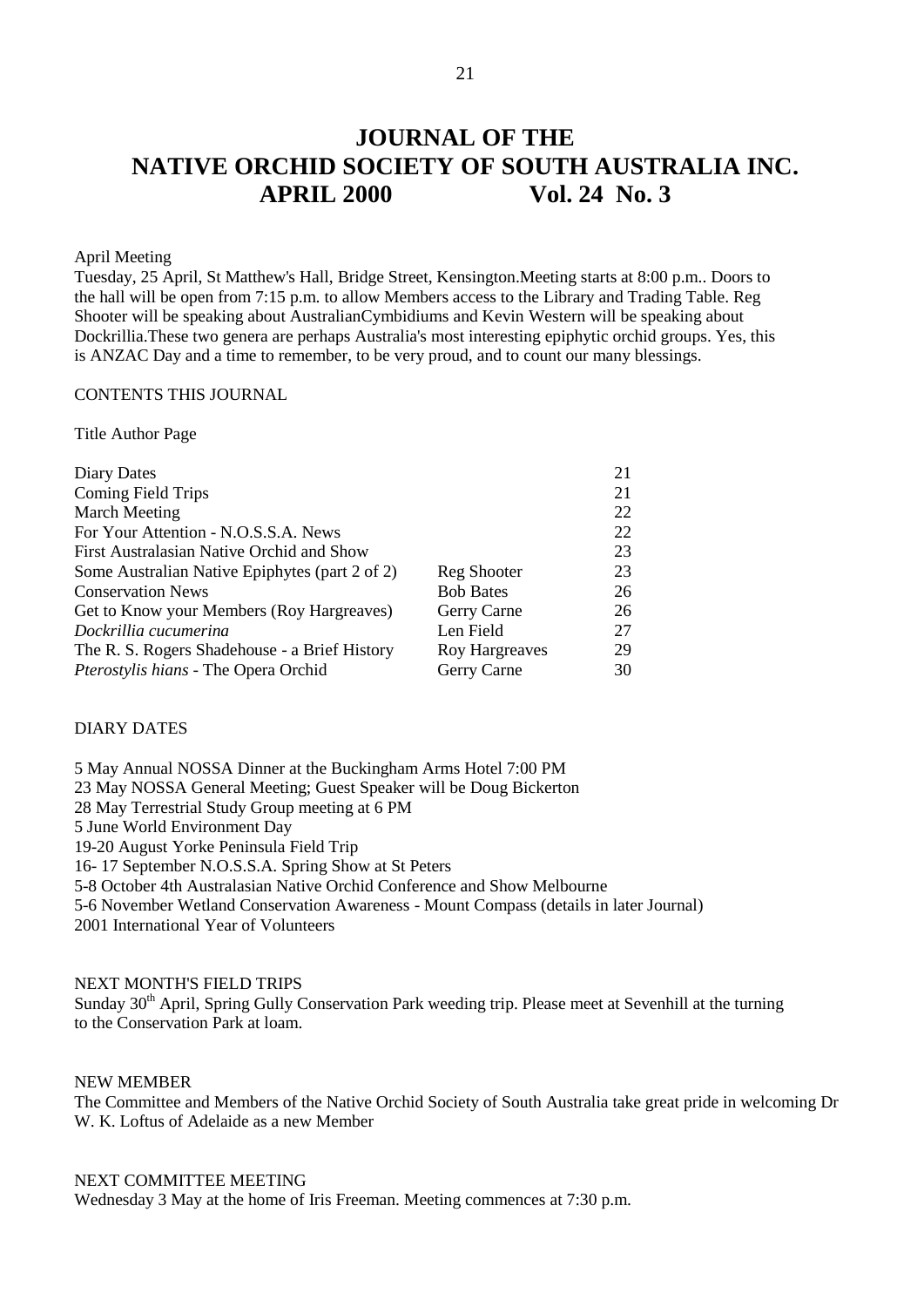# JOURNAL OF THE NATIVE ORCHID SOCIETY OF SOUTH AUSTRALIA INC.

## APRIL 2000 Vol. 24 No. 3

April Meeting

Tuesday, 25 April, St Matthew's Hall, Bridge Street, Kensington.Meeting starts at 8:00 p.m.. Doors to the hall will be open from 7:15 p.m. to allow Members access to the Library and Trading Table. Reg Shooter will be speaking about AustralianCymbidiums and Kevin Western will be speaking about Dockrillia.These two genera are perhaps Australia's most interesting epiphytic orchid groups. Yes, this is ANZAC Day and a time to remember, to be very proud, and to count our many blessings.

CONTENTS THIS JOURNAL

| Title | Author | Page |
|---|---|---|
| Diary Dates | | 21 |
| Coming Field Trips | | 21 |
| March Meeting | | 22 |
| For Your Attention - N.O.S.S.A. News | | 22 |
| First Australasian Native Orchid and Show | | 23 |
| Some Australian Native Epiphytes (part 2 of 2) | Reg Shooter | 23 |
| Conservation News | Bob Bates | 26 |
| Get to Know your Members (Roy Hargreaves) | Gerry Carne | 26 |
| *Dockrillia cucumerina* | Len Field | 27 |
| The R. S. Rogers Shadehouse - a Brief History | Roy Hargreaves | 29 |
| *Pterostylis hians* - The Opera Orchid | Gerry Carne | 30 |

DIARY DATES

5 May Annual NOSSA Dinner at the Buckingham Arms Hotel 7:00 PM
23 May NOSSA General Meeting; Guest Speaker will be Doug Bickerton
28 May Terrestrial Study Group meeting at 6 PM
5 June World Environment Day
19-20 August Yorke Peninsula Field Trip
16- 17 September N.O.S.S.A. Spring Show at St Peters
5-8 October 4th Australasian Native Orchid Conference and Show Melbourne
5-6 November Wetland Conservation Awareness - Mount Compass (details in later Journal)
2001 International Year of Volunteers

NEXT MONTH'S FIELD TRIPS

Sunday 30th April, Spring Gully Conservation Park weeding trip. Please meet at Sevenhill at the turning to the Conservation Park at loam.

NEW MEMBER

The Committee and Members of the Native Orchid Society of South Australia take great pride in welcoming Dr W. K. Loftus of Adelaide as a new Member

NEXT COMMITTEE MEETING

Wednesday 3 May at the home of Iris Freeman. Meeting commences at 7:30 p.m.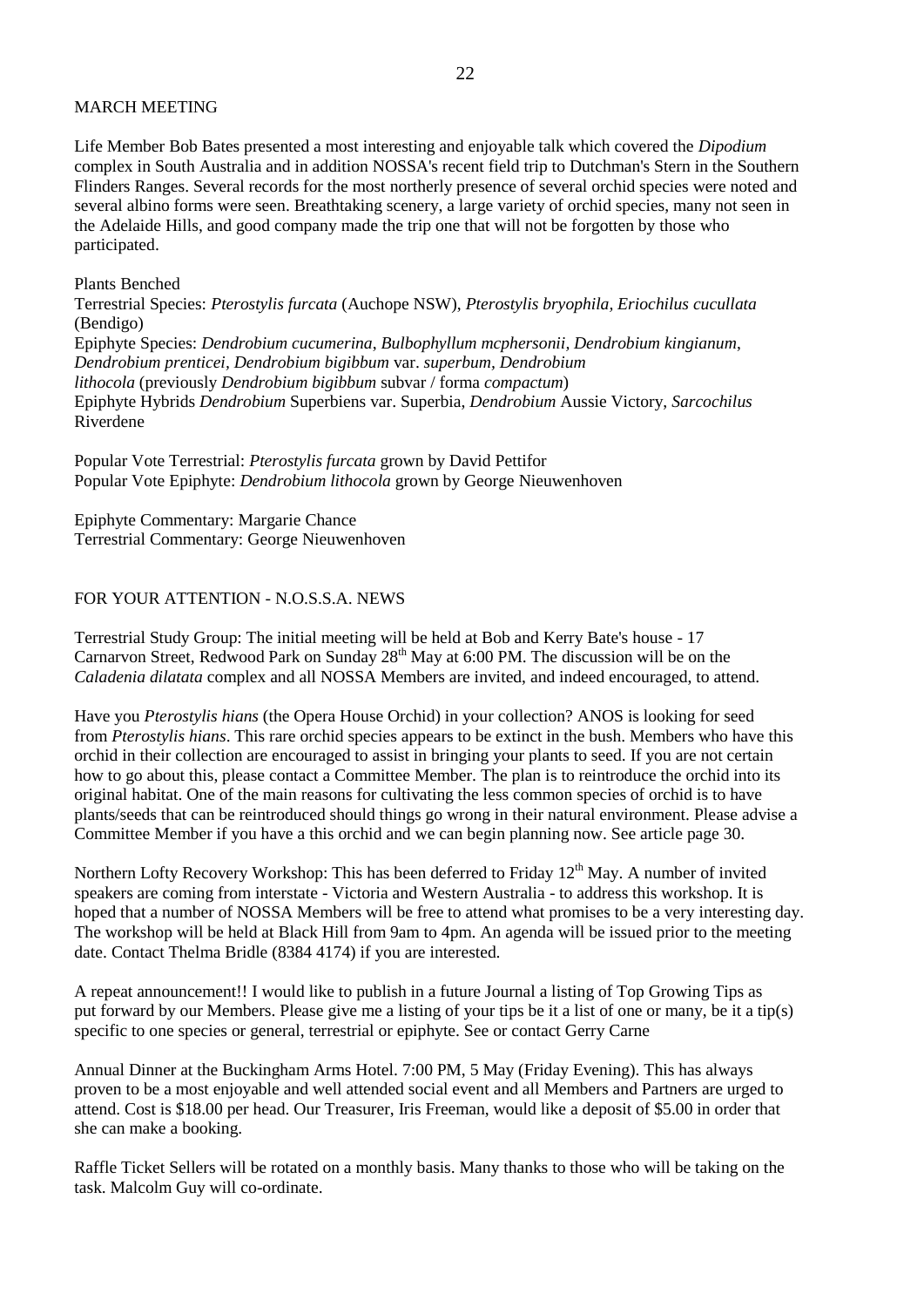## MARCH MEETING

Life Member Bob Bates presented a most interesting and enjoyable talk which covered the *Dipodium* complex in South Australia and in addition NOSSA's recent field trip to Dutchman's Stern in the Southern Flinders Ranges. Several records for the most northerly presence of several orchid species were noted and several albino forms were seen. Breathtaking scenery, a large variety of orchid species, many not seen in the Adelaide Hills, and good company made the trip one that will not be forgotten by those who participated.

Plants Benched

Terrestrial Species: *Pterostylis furcata* (Auchope NSW), *Pterostylis bryophila, Eriochilus cucullata* (Bendigo)

Epiphyte Species: *Dendrobium cucumerina, Bulbophyllum mcphersonii, Dendrobium kingianum, Dendrobium prenticei, Dendrobium bigibbum* var. *superbum, Dendrobium lithocola* (previously *Dendrobium bigibbum* subvar / forma *compactum*)

Epiphyte Hybrids *Dendrobium* Superbiens var. Superbia, *Dendrobium* Aussie Victory, *Sarcochilus* Riverdene

Popular Vote Terrestrial: *Pterostylis furcata* grown by David Pettifor
Popular Vote Epiphyte: *Dendrobium lithocola* grown by George Nieuwenhoven

Epiphyte Commentary: Margarie Chance
Terrestrial Commentary: George Nieuwenhoven

## FOR YOUR ATTENTION - N.O.S.S.A. NEWS

Terrestrial Study Group: The initial meeting will be held at Bob and Kerry Bate's house - 17 Carnarvon Street, Redwood Park on Sunday 28th May at 6:00 PM. The discussion will be on the *Caladenia dilatata* complex and all NOSSA Members are invited, and indeed encouraged, to attend.

Have you *Pterostylis hians* (the Opera House Orchid) in your collection? ANOS is looking for seed from *Pterostylis hians*. This rare orchid species appears to be extinct in the bush. Members who have this orchid in their collection are encouraged to assist in bringing your plants to seed. If you are not certain how to go about this, please contact a Committee Member. The plan is to reintroduce the orchid into its original habitat. One of the main reasons for cultivating the less common species of orchid is to have plants/seeds that can be reintroduced should things go wrong in their natural environment. Please advise a Committee Member if you have a this orchid and we can begin planning now. See article page 30.

Northern Lofty Recovery Workshop: This has been deferred to Friday 12th May. A number of invited speakers are coming from interstate - Victoria and Western Australia - to address this workshop. It is hoped that a number of NOSSA Members will be free to attend what promises to be a very interesting day. The workshop will be held at Black Hill from 9am to 4pm. An agenda will be issued prior to the meeting date. Contact Thelma Bridle (8384 4174) if you are interested.

A repeat announcement!! I would like to publish in a future Journal a listing of Top Growing Tips as put forward by our Members. Please give me a listing of your tips be it a list of one or many, be it a tip(s) specific to one species or general, terrestrial or epiphyte. See or contact Gerry Carne

Annual Dinner at the Buckingham Arms Hotel. 7:00 PM, 5 May (Friday Evening). This has always proven to be a most enjoyable and well attended social event and all Members and Partners are urged to attend. Cost is $18.00 per head. Our Treasurer, Iris Freeman, would like a deposit of $5.00 in order that she can make a booking.

Raffle Ticket Sellers will be rotated on a monthly basis. Many thanks to those who will be taking on the task. Malcolm Guy will co-ordinate.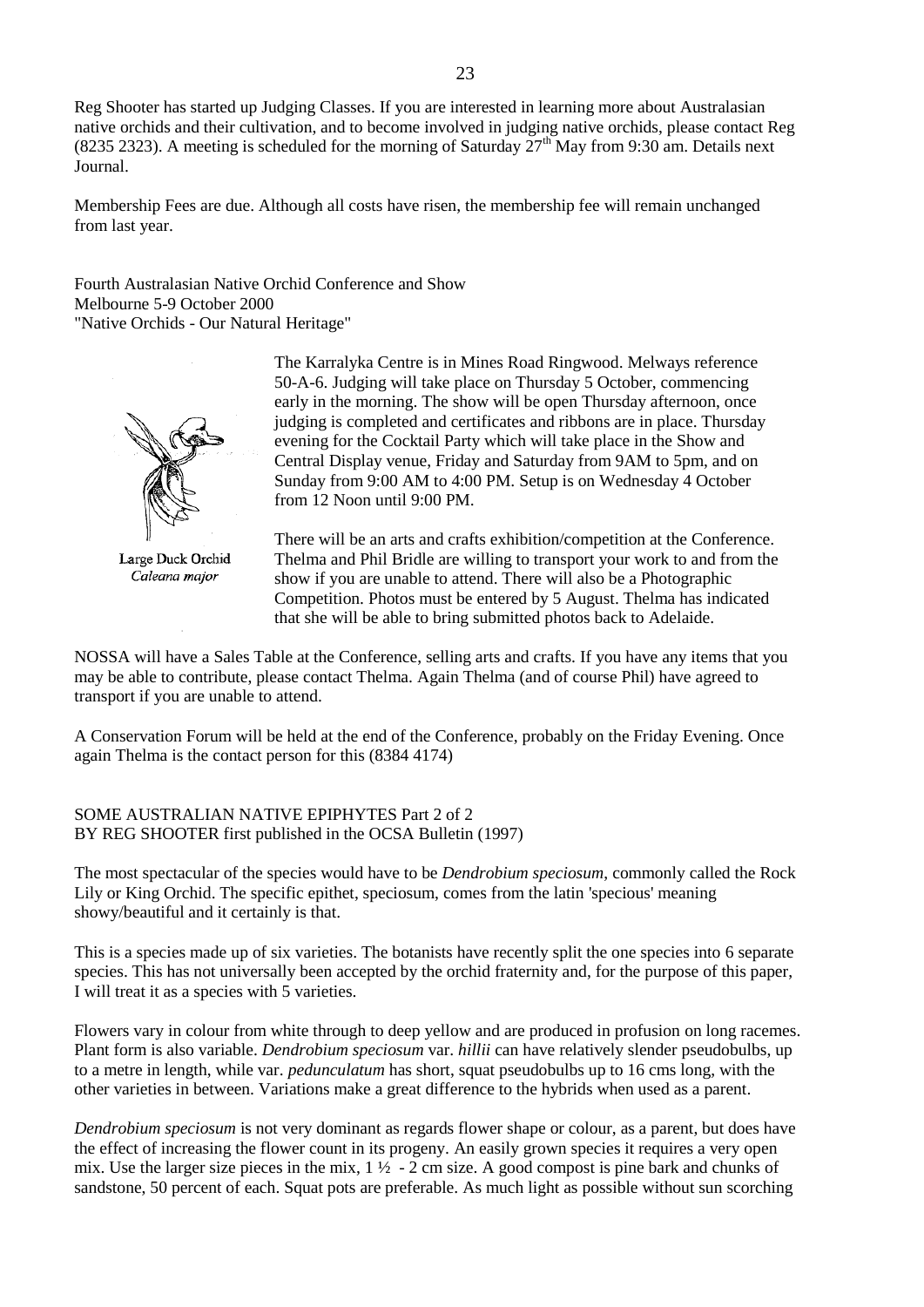Reg Shooter has started up Judging Classes. If you are interested in learning more about Australasian native orchids and their cultivation, and to become involved in judging native orchids, please contact Reg (8235 2323). A meeting is scheduled for the morning of Saturday 27th May from 9:30 am. Details next Journal.

Membership Fees are due. Although all costs have risen, the membership fee will remain unchanged from last year.

Fourth Australasian Native Orchid Conference and Show
Melbourne 5-9 October 2000
"Native Orchids - Our Natural Heritage"

Large Duck Orchid
*Caleana major*

The Karralyka Centre is in Mines Road Ringwood. Melways reference 50-A-6. Judging will take place on Thursday 5 October, commencing early in the morning. The show will be open Thursday afternoon, once judging is completed and certificates and ribbons are in place. Thursday evening for the Cocktail Party which will take place in the Show and Central Display venue, Friday and Saturday from 9AM to 5pm, and on Sunday from 9:00 AM to 4:00 PM. Setup is on Wednesday 4 October from 12 Noon until 9:00 PM.

There will be an arts and crafts exhibition/competition at the Conference. Thelma and Phil Bridle are willing to transport your work to and from the show if you are unable to attend. There will also be a Photographic Competition. Photos must be entered by 5 August. Thelma has indicated that she will be able to bring submitted photos back to Adelaide.

NOSSA will have a Sales Table at the Conference, selling arts and crafts. If you have any items that you may be able to contribute, please contact Thelma. Again Thelma (and of course Phil) have agreed to transport if you are unable to attend.

A Conservation Forum will be held at the end of the Conference, probably on the Friday Evening. Once again Thelma is the contact person for this (8384 4174)

SOME AUSTRALIAN NATIVE EPIPHYTES Part 2 of 2
BY REG SHOOTER first published in the OCSA Bulletin (1997)

The most spectacular of the species would have to be *Dendrobium speciosum*, commonly called the Rock Lily or King Orchid. The specific epithet, speciosum, comes from the latin 'specious' meaning showy/beautiful and it certainly is that.

This is a species made up of six varieties. The botanists have recently split the one species into 6 separate species. This has not universally been accepted by the orchid fraternity and, for the purpose of this paper, I will treat it as a species with 5 varieties.

Flowers vary in colour from white through to deep yellow and are produced in profusion on long racemes. Plant form is also variable. *Dendrobium speciosum* var. *hillii* can have relatively slender pseudobulbs, up to a metre in length, while var. *pedunculatum* has short, squat pseudobulbs up to 16 cms long, with the other varieties in between. Variations make a great difference to the hybrids when used as a parent.

*Dendrobium speciosum* is not very dominant as regards flower shape or colour, as a parent, but does have the effect of increasing the flower count in its progeny. An easily grown species it requires a very open mix. Use the larger size pieces in the mix, 1 ½ - 2 cm size. A good compost is pine bark and chunks of sandstone, 50 percent of each. Squat pots are preferable. As much light as possible without sun scorching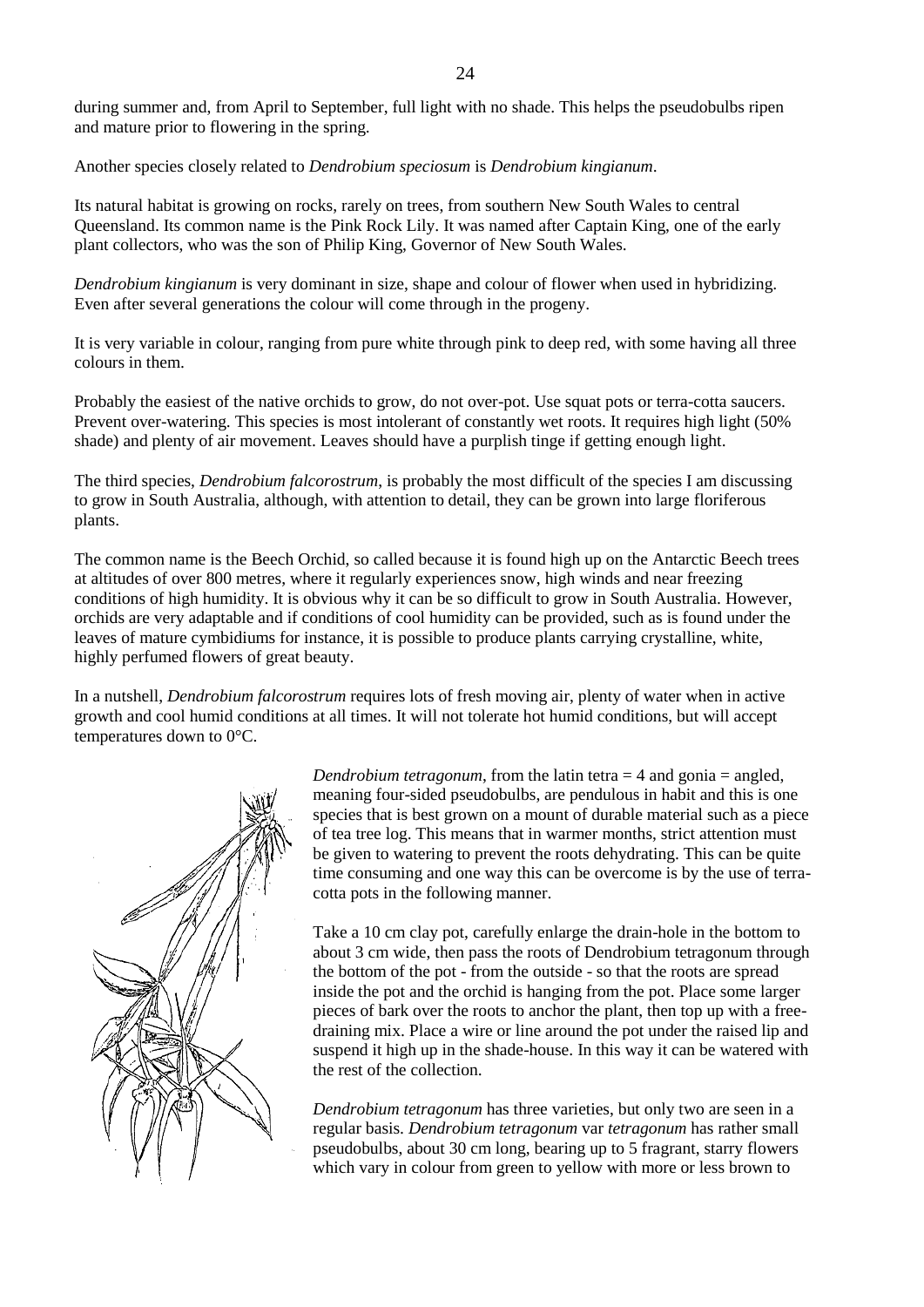during summer and, from April to September, full light with no shade. This helps the pseudobulbs ripen and mature prior to flowering in the spring.

Another species closely related to *Dendrobium speciosum* is *Dendrobium kingianum*.

Its natural habitat is growing on rocks, rarely on trees, from southern New South Wales to central Queensland. Its common name is the Pink Rock Lily. It was named after Captain King, one of the early plant collectors, who was the son of Philip King, Governor of New South Wales.

*Dendrobium kingianum* is very dominant in size, shape and colour of flower when used in hybridizing. Even after several generations the colour will come through in the progeny.

It is very variable in colour, ranging from pure white through pink to deep red, with some having all three colours in them.

Probably the easiest of the native orchids to grow, do not over-pot. Use squat pots or terra-cotta saucers. Prevent over-watering. This species is most intolerant of constantly wet roots. It requires high light (50% shade) and plenty of air movement. Leaves should have a purplish tinge if getting enough light.

The third species, *Dendrobium falcorostrum*, is probably the most difficult of the species I am discussing to grow in South Australia, although, with attention to detail, they can be grown into large floriferous plants.

The common name is the Beech Orchid, so called because it is found high up on the Antarctic Beech trees at altitudes of over 800 metres, where it regularly experiences snow, high winds and near freezing conditions of high humidity. It is obvious why it can be so difficult to grow in South Australia. However, orchids are very adaptable and if conditions of cool humidity can be provided, such as is found under the leaves of mature cymbidiums for instance, it is possible to produce plants carrying crystalline, white, highly perfumed flowers of great beauty.

In a nutshell, *Dendrobium falcorostrum* requires lots of fresh moving air, plenty of water when in active growth and cool humid conditions at all times. It will not tolerate hot humid conditions, but will accept temperatures down to 0°C.

*Dendrobium tetragonum*, from the latin tetra = 4 and gonia = angled, meaning four-sided pseudobulbs, are pendulous in habit and this is one species that is best grown on a mount of durable material such as a piece of tea tree log. This means that in warmer months, strict attention must be given to watering to prevent the roots dehydrating. This can be quite time consuming and one way this can be overcome is by the use of terra-cotta pots in the following manner.

Take a 10 cm clay pot, carefully enlarge the drain-hole in the bottom to about 3 cm wide, then pass the roots of Dendrobium tetragonum through the bottom of the pot - from the outside - so that the roots are spread inside the pot and the orchid is hanging from the pot. Place some larger pieces of bark over the roots to anchor the plant, then top up with a free-draining mix. Place a wire or line around the pot under the raised lip and suspend it high up in the shade-house. In this way it can be watered with the rest of the collection.

*Dendrobium tetragonum* has three varieties, but only two are seen in a regular basis. *Dendrobium tetragonum* var *tetragonum* has rather small pseudobulbs, about 30 cm long, bearing up to 5 fragrant, starry flowers which vary in colour from green to yellow with more or less brown to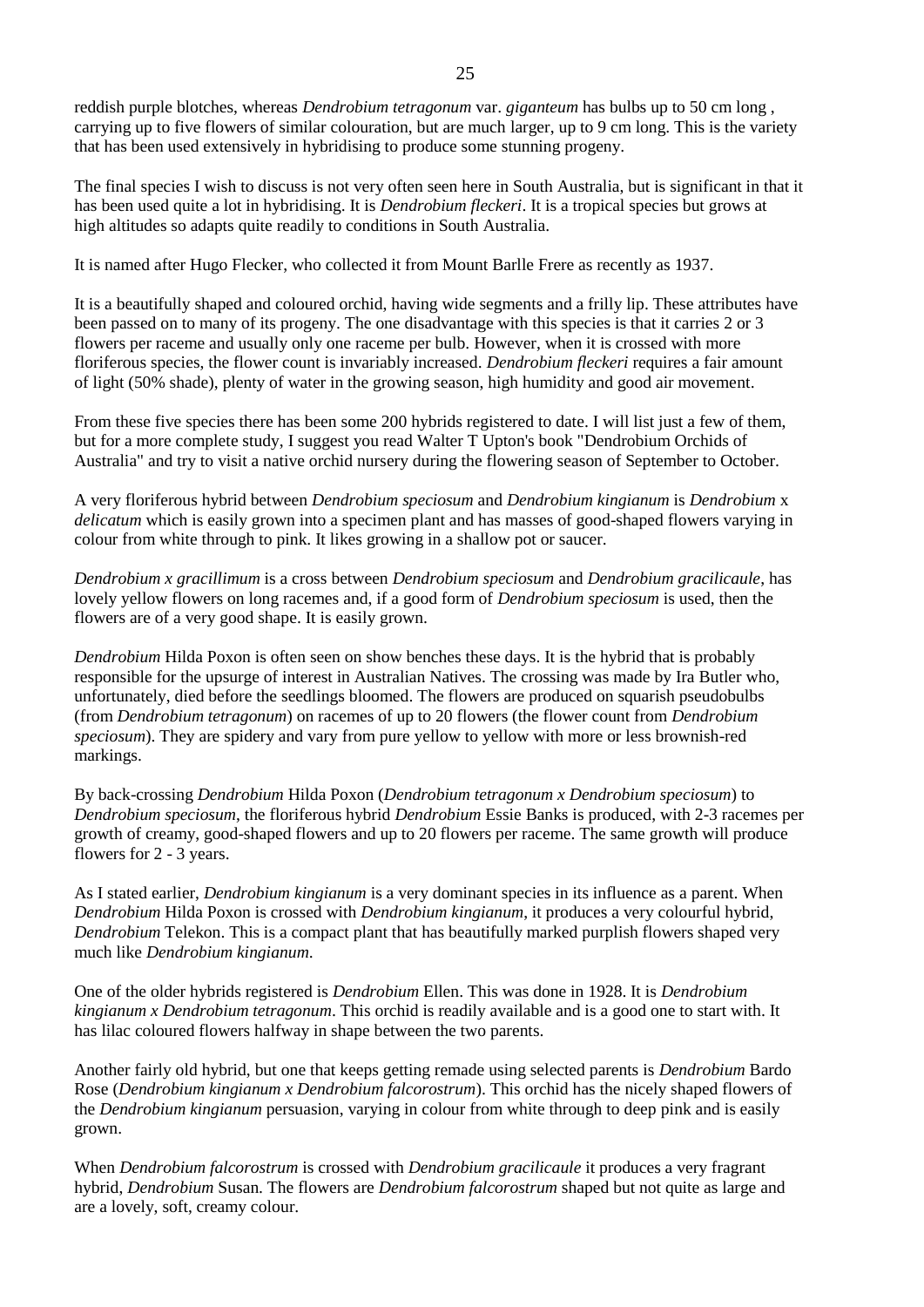reddish purple blotches, whereas *Dendrobium tetragonum* var. *giganteum* has bulbs up to 50 cm long , carrying up to five flowers of similar colouration, but are much larger, up to 9 cm long. This is the variety that has been used extensively in hybridising to produce some stunning progeny.

The final species I wish to discuss is not very often seen here in South Australia, but is significant in that it has been used quite a lot in hybridising. It is *Dendrobium fleckeri*. It is a tropical species but grows at high altitudes so adapts quite readily to conditions in South Australia.

It is named after Hugo Flecker, who collected it from Mount Barlle Frere as recently as 1937.

It is a beautifully shaped and coloured orchid, having wide segments and a frilly lip. These attributes have been passed on to many of its progeny. The one disadvantage with this species is that it carries 2 or 3 flowers per raceme and usually only one raceme per bulb. However, when it is crossed with more floriferous species, the flower count is invariably increased. *Dendrobium fleckeri* requires a fair amount of light (50% shade), plenty of water in the growing season, high humidity and good air movement.

From these five species there has been some 200 hybrids registered to date. I will list just a few of them, but for a more complete study, I suggest you read Walter T Upton's book "Dendrobium Orchids of Australia" and try to visit a native orchid nursery during the flowering season of September to October.

A very floriferous hybrid between *Dendrobium speciosum* and *Dendrobium kingianum* is *Dendrobium* x *delicatum* which is easily grown into a specimen plant and has masses of good-shaped flowers varying in colour from white through to pink. It likes growing in a shallow pot or saucer.

*Dendrobium x gracillimum* is a cross between *Dendrobium speciosum* and *Dendrobium gracilicaule*, has lovely yellow flowers on long racemes and, if a good form of *Dendrobium speciosum* is used, then the flowers are of a very good shape. It is easily grown.

*Dendrobium* Hilda Poxon is often seen on show benches these days. It is the hybrid that is probably responsible for the upsurge of interest in Australian Natives. The crossing was made by Ira Butler who, unfortunately, died before the seedlings bloomed. The flowers are produced on squarish pseudobulbs (from *Dendrobium tetragonum*) on racemes of up to 20 flowers (the flower count from *Dendrobium speciosum*). They are spidery and vary from pure yellow to yellow with more or less brownish-red markings.

By back-crossing *Dendrobium* Hilda Poxon (*Dendrobium tetragonum x Dendrobium speciosum*) to *Dendrobium speciosum*, the floriferous hybrid *Dendrobium* Essie Banks is produced, with 2-3 racemes per growth of creamy, good-shaped flowers and up to 20 flowers per raceme. The same growth will produce flowers for 2 - 3 years.

As I stated earlier, *Dendrobium kingianum* is a very dominant species in its influence as a parent. When *Dendrobium* Hilda Poxon is crossed with *Dendrobium kingianum*, it produces a very colourful hybrid, *Dendrobium* Telekon. This is a compact plant that has beautifully marked purplish flowers shaped very much like *Dendrobium kingianum*.

One of the older hybrids registered is *Dendrobium* Ellen. This was done in 1928. It is *Dendrobium kingianum x Dendrobium tetragonum*. This orchid is readily available and is a good one to start with. It has lilac coloured flowers halfway in shape between the two parents.

Another fairly old hybrid, but one that keeps getting remade using selected parents is *Dendrobium* Bardo Rose (*Dendrobium kingianum x Dendrobium falcorostrum*). This orchid has the nicely shaped flowers of the *Dendrobium kingianum* persuasion, varying in colour from white through to deep pink and is easily grown.

When *Dendrobium falcorostrum* is crossed with *Dendrobium gracilicaule* it produces a very fragrant hybrid, *Dendrobium* Susan. The flowers are *Dendrobium falcorostrum* shaped but not quite as large and are a lovely, soft, creamy colour.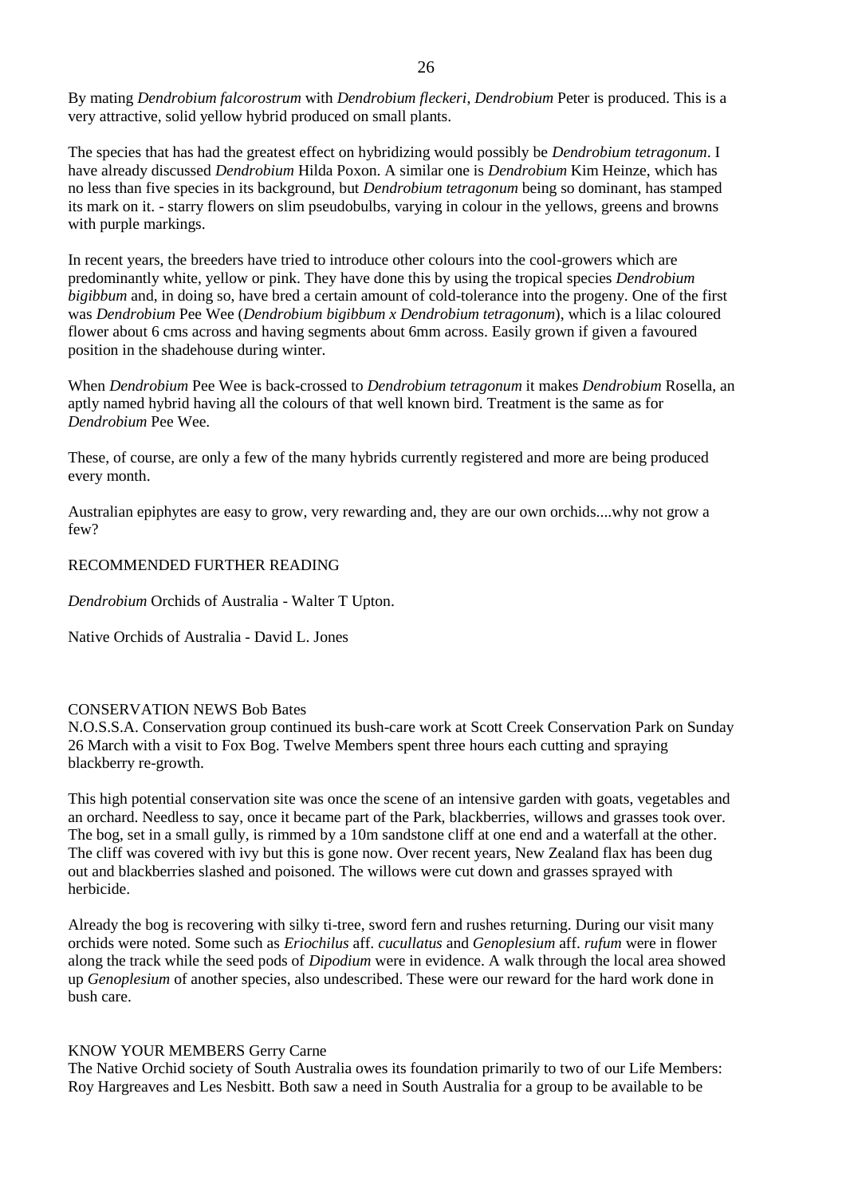By mating *Dendrobium falcorostrum* with *Dendrobium fleckeri*, *Dendrobium* Peter is produced. This is a very attractive, solid yellow hybrid produced on small plants.

The species that has had the greatest effect on hybridizing would possibly be *Dendrobium tetragonum*. I have already discussed *Dendrobium* Hilda Poxon. A similar one is *Dendrobium* Kim Heinze, which has no less than five species in its background, but *Dendrobium tetragonum* being so dominant, has stamped its mark on it. - starry flowers on slim pseudobulbs, varying in colour in the yellows, greens and browns with purple markings.

In recent years, the breeders have tried to introduce other colours into the cool-growers which are predominantly white, yellow or pink. They have done this by using the tropical species *Dendrobium bigibbum* and, in doing so, have bred a certain amount of cold-tolerance into the progeny. One of the first was *Dendrobium* Pee Wee (*Dendrobium bigibbum x Dendrobium tetragonum*), which is a lilac coloured flower about 6 cms across and having segments about 6mm across. Easily grown if given a favoured position in the shadehouse during winter.

When *Dendrobium* Pee Wee is back-crossed to *Dendrobium tetragonum* it makes *Dendrobium* Rosella, an aptly named hybrid having all the colours of that well known bird. Treatment is the same as for *Dendrobium* Pee Wee.

These, of course, are only a few of the many hybrids currently registered and more are being produced every month.

Australian epiphytes are easy to grow, very rewarding and, they are our own orchids....why not grow a few?

RECOMMENDED FURTHER READING

*Dendrobium* Orchids of Australia - Walter T Upton.

Native Orchids of Australia - David L. Jones

## CONSERVATION NEWS Bob Bates

N.O.S.S.A. Conservation group continued its bush-care work at Scott Creek Conservation Park on Sunday 26 March with a visit to Fox Bog. Twelve Members spent three hours each cutting and spraying blackberry re-growth.

This high potential conservation site was once the scene of an intensive garden with goats, vegetables and an orchard. Needless to say, once it became part of the Park, blackberries, willows and grasses took over. The bog, set in a small gully, is rimmed by a 10m sandstone cliff at one end and a waterfall at the other. The cliff was covered with ivy but this is gone now. Over recent years, New Zealand flax has been dug out and blackberries slashed and poisoned. The willows were cut down and grasses sprayed with herbicide.

Already the bog is recovering with silky ti-tree, sword fern and rushes returning. During our visit many orchids were noted. Some such as *Eriochilus* aff. *cucullatus* and *Genoplesium* aff. *rufum* were in flower along the track while the seed pods of *Dipodium* were in evidence. A walk through the local area showed up *Genoplesium* of another species, also undescribed. These were our reward for the hard work done in bush care.

## KNOW YOUR MEMBERS Gerry Carne

The Native Orchid society of South Australia owes its foundation primarily to two of our Life Members: Roy Hargreaves and Les Nesbitt. Both saw a need in South Australia for a group to be available to be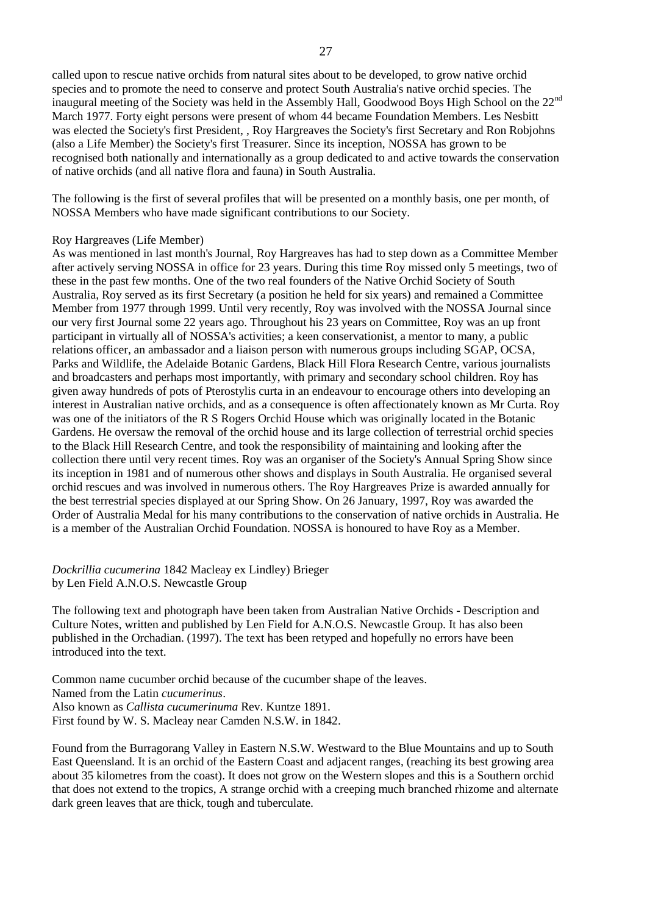called upon to rescue native orchids from natural sites about to be developed, to grow native orchid species and to promote the need to conserve and protect South Australia's native orchid species. The inaugural meeting of the Society was held in the Assembly Hall, Goodwood Boys High School on the 22nd March 1977. Forty eight persons were present of whom 44 became Foundation Members. Les Nesbitt was elected the Society's first President, , Roy Hargreaves the Society's first Secretary and Ron Robjohns (also a Life Member) the Society's first Treasurer. Since its inception, NOSSA has grown to be recognised both nationally and internationally as a group dedicated to and active towards the conservation of native orchids (and all native flora and fauna) in South Australia.

The following is the first of several profiles that will be presented on a monthly basis, one per month, of NOSSA Members who have made significant contributions to our Society.

Roy Hargreaves (Life Member)

As was mentioned in last month's Journal, Roy Hargreaves has had to step down as a Committee Member after actively serving NOSSA in office for 23 years. During this time Roy missed only 5 meetings, two of these in the past few months. One of the two real founders of the Native Orchid Society of South Australia, Roy served as its first Secretary (a position he held for six years) and remained a Committee Member from 1977 through 1999. Until very recently, Roy was involved with the NOSSA Journal since our very first Journal some 22 years ago. Throughout his 23 years on Committee, Roy was an up front participant in virtually all of NOSSA's activities; a keen conservationist, a mentor to many, a public relations officer, an ambassador and a liaison person with numerous groups including SGAP, OCSA, Parks and Wildlife, the Adelaide Botanic Gardens, Black Hill Flora Research Centre, various journalists and broadcasters and perhaps most importantly, with primary and secondary school children. Roy has given away hundreds of pots of Pterostylis curta in an endeavour to encourage others into developing an interest in Australian native orchids, and as a consequence is often affectionately known as Mr Curta. Roy was one of the initiators of the R S Rogers Orchid House which was originally located in the Botanic Gardens. He oversaw the removal of the orchid house and its large collection of terrestrial orchid species to the Black Hill Research Centre, and took the responsibility of maintaining and looking after the collection there until very recent times. Roy was an organiser of the Society's Annual Spring Show since its inception in 1981 and of numerous other shows and displays in South Australia. He organised several orchid rescues and was involved in numerous others. The Roy Hargreaves Prize is awarded annually for the best terrestrial species displayed at our Spring Show. On 26 January, 1997, Roy was awarded the Order of Australia Medal for his many contributions to the conservation of native orchids in Australia. He is a member of the Australian Orchid Foundation. NOSSA is honoured to have Roy as a Member.

*Dockrillia cucumerina* 1842 Macleay ex Lindley) Brieger
by Len Field A.N.O.S. Newcastle Group

The following text and photograph have been taken from Australian Native Orchids - Description and Culture Notes, written and published by Len Field for A.N.O.S. Newcastle Group. It has also been published in the Orchadian. (1997). The text has been retyped and hopefully no errors have been introduced into the text.

Common name cucumber orchid because of the cucumber shape of the leaves.
Named from the Latin *cucumerinus*.
Also known as *Callista cucumerinuma* Rev. Kuntze 1891.
First found by W. S. Macleay near Camden N.S.W. in 1842.

Found from the Burragorang Valley in Eastern N.S.W. Westward to the Blue Mountains and up to South East Queensland. It is an orchid of the Eastern Coast and adjacent ranges, (reaching its best growing area about 35 kilometres from the coast). It does not grow on the Western slopes and this is a Southern orchid that does not extend to the tropics, A strange orchid with a creeping much branched rhizome and alternate dark green leaves that are thick, tough and tuberculate.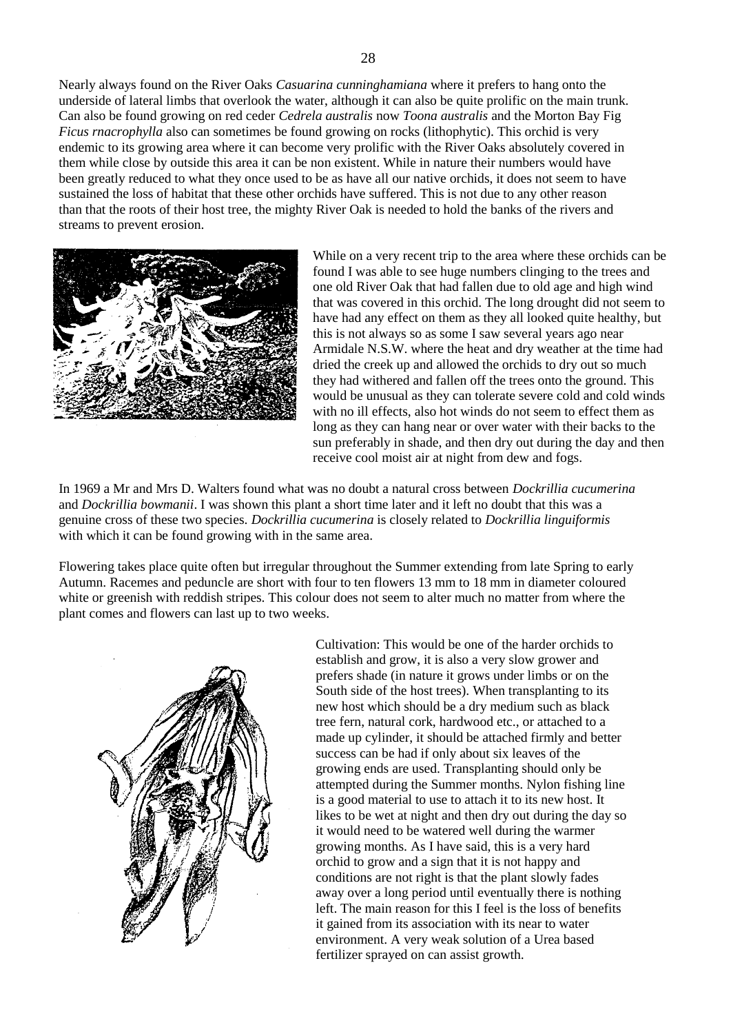Nearly always found on the River Oaks *Casuarina cunninghamiana* where it prefers to hang onto the underside of lateral limbs that overlook the water, although it can also be quite prolific on the main trunk. Can also be found growing on red ceder *Cedrela australis* now *Toona australis* and the Morton Bay Fig *Ficus rnacrophylla* also can sometimes be found growing on rocks (lithophytic). This orchid is very endemic to its growing area where it can become very prolific with the River Oaks absolutely covered in them while close by outside this area it can be non existent. While in nature their numbers would have been greatly reduced to what they once used to be as have all our native orchids, it does not seem to have sustained the loss of habitat that these other orchids have suffered. This is not due to any other reason than that the roots of their host tree, the mighty River Oak is needed to hold the banks of the rivers and streams to prevent erosion.

While on a very recent trip to the area where these orchids can be found I was able to see huge numbers clinging to the trees and one old River Oak that had fallen due to old age and high wind that was covered in this orchid. The long drought did not seem to have had any effect on them as they all looked quite healthy, but this is not always so as some I saw several years ago near Armidale N.S.W. where the heat and dry weather at the time had dried the creek up and allowed the orchids to dry out so much they had withered and fallen off the trees onto the ground. This would be unusual as they can tolerate severe cold and cold winds with no ill effects, also hot winds do not seem to effect them as long as they can hang near or over water with their backs to the sun preferably in shade, and then dry out during the day and then receive cool moist air at night from dew and fogs.

In 1969 a Mr and Mrs D. Walters found what was no doubt a natural cross between *Dockrillia cucumerina* and *Dockrillia bowmanii*. I was shown this plant a short time later and it left no doubt that this was a genuine cross of these two species. *Dockrillia cucumerina* is closely related to *Dockrillia linguiformis* with which it can be found growing with in the same area.

Flowering takes place quite often but irregular throughout the Summer extending from late Spring to early Autumn. Racemes and peduncle are short with four to ten flowers 13 mm to 18 mm in diameter coloured white or greenish with reddish stripes. This colour does not seem to alter much no matter from where the plant comes and flowers can last up to two weeks.

Cultivation: This would be one of the harder orchids to establish and grow, it is also a very slow grower and prefers shade (in nature it grows under limbs or on the South side of the host trees). When transplanting to its new host which should be a dry medium such as black tree fern, natural cork, hardwood etc., or attached to a made up cylinder, it should be attached firmly and better success can be had if only about six leaves of the growing ends are used. Transplanting should only be attempted during the Summer months. Nylon fishing line is a good material to use to attach it to its new host. It likes to be wet at night and then dry out during the day so it would need to be watered well during the warmer growing months. As I have said, this is a very hard orchid to grow and a sign that it is not happy and conditions are not right is that the plant slowly fades away over a long period until eventually there is nothing left. The main reason for this I feel is the loss of benefits it gained from its association with its near to water environment. A very weak solution of a Urea based fertilizer sprayed on can assist growth.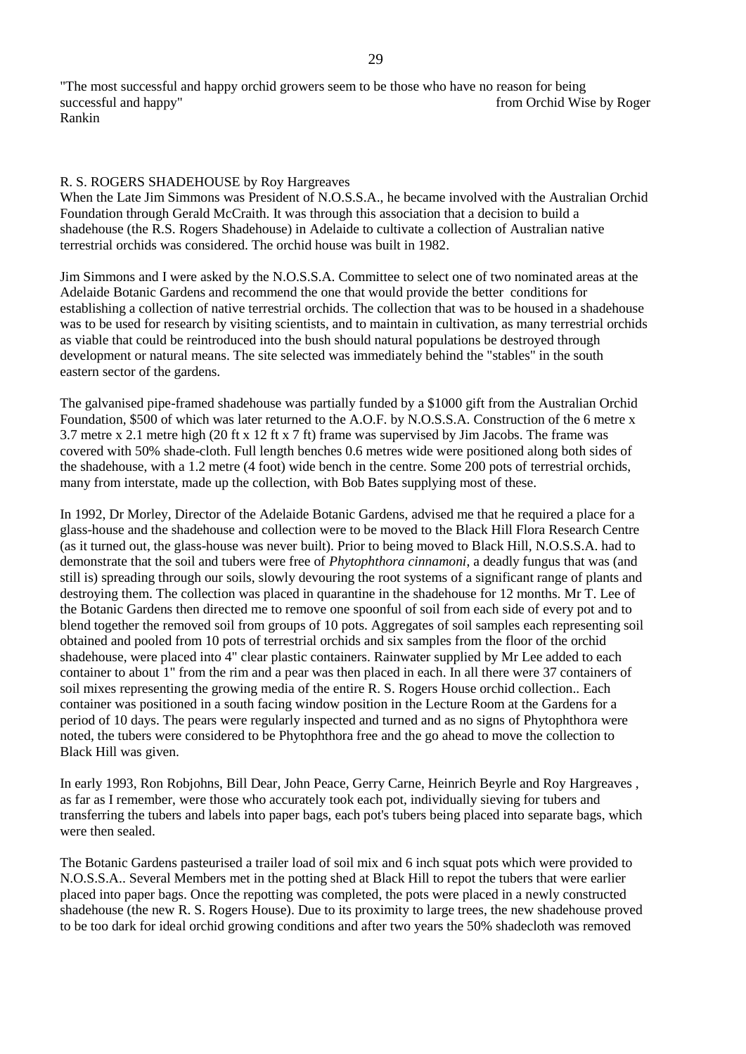"The most successful and happy orchid growers seem to be those who have no reason for being successful and happy" from Orchid Wise by Roger Rankin

## R. S. ROGERS SHADEHOUSE by Roy Hargreaves

When the Late Jim Simmons was President of N.O.S.S.A., he became involved with the Australian Orchid Foundation through Gerald McCraith. It was through this association that a decision to build a shadehouse (the R.S. Rogers Shadehouse) in Adelaide to cultivate a collection of Australian native terrestrial orchids was considered. The orchid house was built in 1982.

Jim Simmons and I were asked by the N.O.S.S.A. Committee to select one of two nominated areas at the Adelaide Botanic Gardens and recommend the one that would provide the better conditions for establishing a collection of native terrestrial orchids. The collection that was to be housed in a shadehouse was to be used for research by visiting scientists, and to maintain in cultivation, as many terrestrial orchids as viable that could be reintroduced into the bush should natural populations be destroyed through development or natural means. The site selected was immediately behind the "stables" in the south eastern sector of the gardens.

The galvanised pipe-framed shadehouse was partially funded by a $1000 gift from the Australian Orchid Foundation, $500 of which was later returned to the A.O.F. by N.O.S.S.A. Construction of the 6 metre x 3.7 metre x 2.1 metre high (20 ft x 12 ft x 7 ft) frame was supervised by Jim Jacobs. The frame was covered with 50% shade-cloth. Full length benches 0.6 metres wide were positioned along both sides of the shadehouse, with a 1.2 metre (4 foot) wide bench in the centre. Some 200 pots of terrestrial orchids, many from interstate, made up the collection, with Bob Bates supplying most of these.

In 1992, Dr Morley, Director of the Adelaide Botanic Gardens, advised me that he required a place for a glass-house and the shadehouse and collection were to be moved to the Black Hill Flora Research Centre (as it turned out, the glass-house was never built). Prior to being moved to Black Hill, N.O.S.S.A. had to demonstrate that the soil and tubers were free of *Phytophthora cinnamoni*, a deadly fungus that was (and still is) spreading through our soils, slowly devouring the root systems of a significant range of plants and destroying them. The collection was placed in quarantine in the shadehouse for 12 months. Mr T. Lee of the Botanic Gardens then directed me to remove one spoonful of soil from each side of every pot and to blend together the removed soil from groups of 10 pots. Aggregates of soil samples each representing soil obtained and pooled from 10 pots of terrestrial orchids and six samples from the floor of the orchid shadehouse, were placed into 4" clear plastic containers. Rainwater supplied by Mr Lee added to each container to about 1" from the rim and a pear was then placed in each. In all there were 37 containers of soil mixes representing the growing media of the entire R. S. Rogers House orchid collection.. Each container was positioned in a south facing window position in the Lecture Room at the Gardens for a period of 10 days. The pears were regularly inspected and turned and as no signs of Phytophthora were noted, the tubers were considered to be Phytophthora free and the go ahead to move the collection to Black Hill was given.

In early 1993, Ron Robjohns, Bill Dear, John Peace, Gerry Carne, Heinrich Beyrle and Roy Hargreaves , as far as I remember, were those who accurately took each pot, individually sieving for tubers and transferring the tubers and labels into paper bags, each pot's tubers being placed into separate bags, which were then sealed.

The Botanic Gardens pasteurised a trailer load of soil mix and 6 inch squat pots which were provided to N.O.S.S.A.. Several Members met in the potting shed at Black Hill to repot the tubers that were earlier placed into paper bags. Once the repotting was completed, the pots were placed in a newly constructed shadehouse (the new R. S. Rogers House). Due to its proximity to large trees, the new shadehouse proved to be too dark for ideal orchid growing conditions and after two years the 50% shadecloth was removed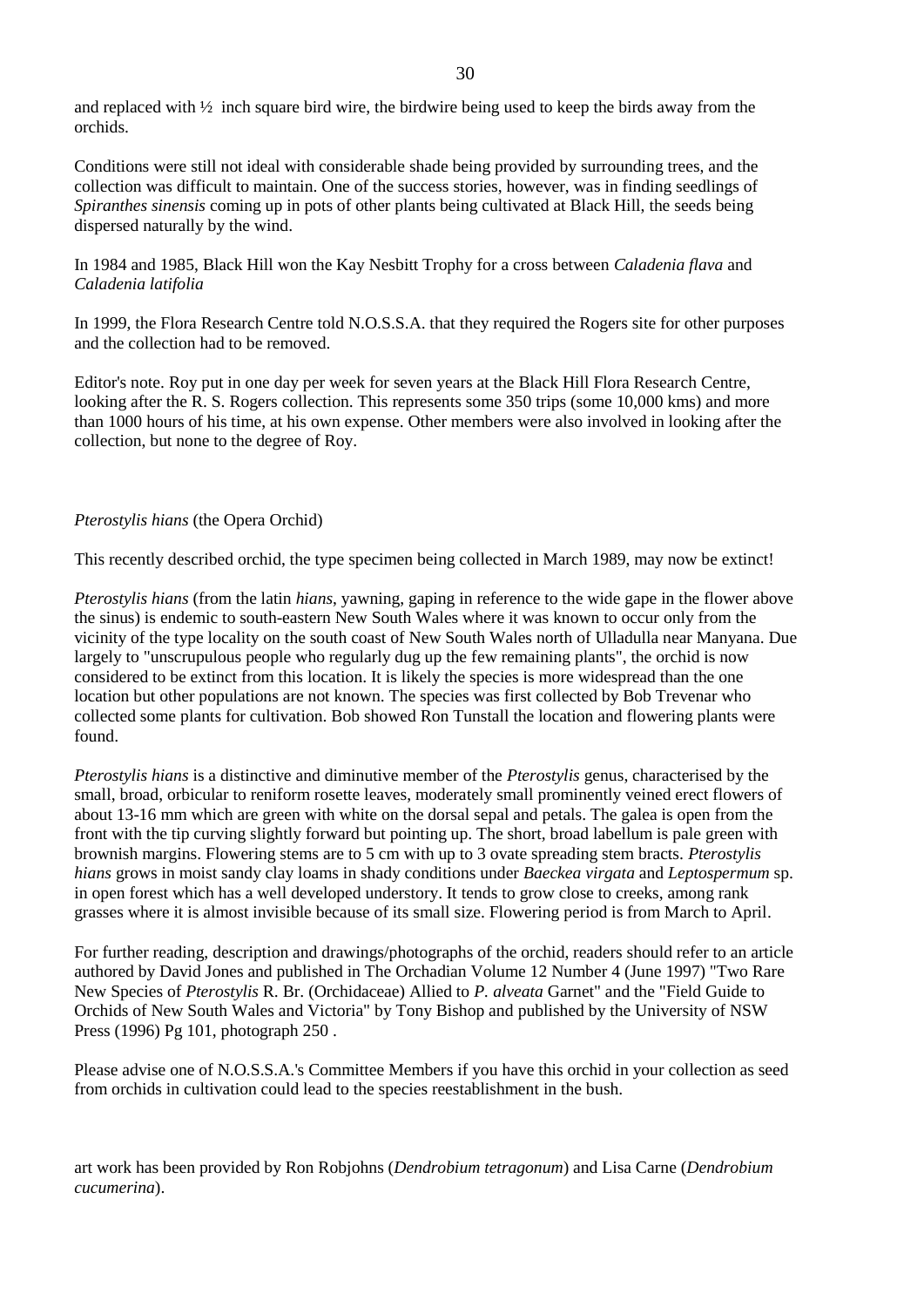and replaced with ½ inch square bird wire, the birdwire being used to keep the birds away from the orchids.

Conditions were still not ideal with considerable shade being provided by surrounding trees, and the collection was difficult to maintain. One of the success stories, however, was in finding seedlings of *Spiranthes sinensis* coming up in pots of other plants being cultivated at Black Hill, the seeds being dispersed naturally by the wind.

In 1984 and 1985, Black Hill won the Kay Nesbitt Trophy for a cross between *Caladenia flava* and *Caladenia latifolia*

In 1999, the Flora Research Centre told N.O.S.S.A. that they required the Rogers site for other purposes and the collection had to be removed.

Editor's note. Roy put in one day per week for seven years at the Black Hill Flora Research Centre, looking after the R. S. Rogers collection. This represents some 350 trips (some 10,000 kms) and more than 1000 hours of his time, at his own expense. Other members were also involved in looking after the collection, but none to the degree of Roy.

*Pterostylis hians* (the Opera Orchid)

This recently described orchid, the type specimen being collected in March 1989, may now be extinct!

*Pterostylis hians* (from the latin *hians*, yawning, gaping in reference to the wide gape in the flower above the sinus) is endemic to south-eastern New South Wales where it was known to occur only from the vicinity of the type locality on the south coast of New South Wales north of Ulladulla near Manyana. Due largely to "unscrupulous people who regularly dug up the few remaining plants", the orchid is now considered to be extinct from this location. It is likely the species is more widespread than the one location but other populations are not known. The species was first collected by Bob Trevenar who collected some plants for cultivation. Bob showed Ron Tunstall the location and flowering plants were found.

*Pterostylis hians* is a distinctive and diminutive member of the *Pterostylis* genus, characterised by the small, broad, orbicular to reniform rosette leaves, moderately small prominently veined erect flowers of about 13-16 mm which are green with white on the dorsal sepal and petals. The galea is open from the front with the tip curving slightly forward but pointing up. The short, broad labellum is pale green with brownish margins. Flowering stems are to 5 cm with up to 3 ovate spreading stem bracts. *Pterostylis hians* grows in moist sandy clay loams in shady conditions under *Baeckea virgata* and *Leptospermum* sp. in open forest which has a well developed understory. It tends to grow close to creeks, among rank grasses where it is almost invisible because of its small size. Flowering period is from March to April.

For further reading, description and drawings/photographs of the orchid, readers should refer to an article authored by David Jones and published in The Orchadian Volume 12 Number 4 (June 1997) "Two Rare New Species of *Pterostylis* R. Br. (Orchidaceae) Allied to *P. alveata* Garnet" and the "Field Guide to Orchids of New South Wales and Victoria" by Tony Bishop and published by the University of NSW Press (1996) Pg 101, photograph 250 .

Please advise one of N.O.S.S.A.'s Committee Members if you have this orchid in your collection as seed from orchids in cultivation could lead to the species reestablishment in the bush.

art work has been provided by Ron Robjohns (*Dendrobium tetragonum*) and Lisa Carne (*Dendrobium cucumerina*).